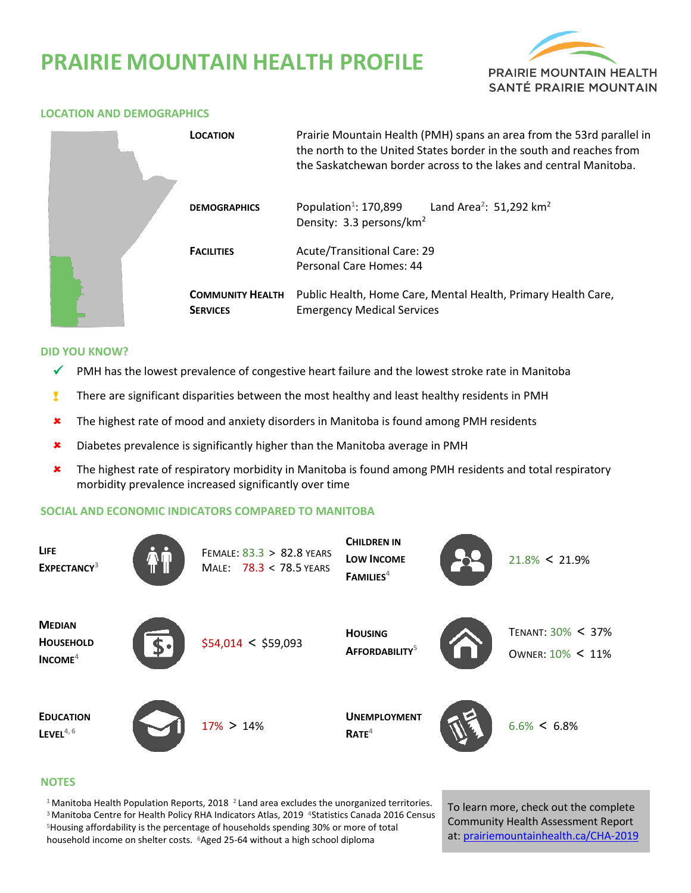# PRAIRIE MOUNTAIN HEALTH PROFILE

PRAIRIE MOUNTAIN HEALTH
SANTÉ PRAIRIE MOUNTAIN

## LOCATION AND DEMOGRAPHICS

**LOCATION**
Prairie Mountain Health (PMH) spans an area from the 53rd parallel in the north to the United States border in the south and reaches from the Saskatchewan border across to the lakes and central Manitoba.

**DEMOGRAPHICS**
Population[1]: 170,899    Land Area[2]: 51,292 km$^2$
Density: 3.3 persons/km$^2$

**FACILITIES**
Acute/Transitional Care: 29
Personal Care Homes: 44

**COMMUNITY HEALTH SERVICES**
Public Health, Home Care, Mental Health, Primary Health Care, Emergency Medical Services

## DID YOU KNOW?

- ✓ PMH has the lowest prevalence of congestive heart failure and the lowest stroke rate in Manitoba
- ! There are significant disparities between the most healthy and least healthy residents in PMH
- ✘ The highest rate of mood and anxiety disorders in Manitoba is found among PMH residents
- ✘ Diabetes prevalence is significantly higher than the Manitoba average in PMH
- ✘ The highest rate of respiratory morbidity in Manitoba is found among PMH residents and total respiratory morbidity prevalence increased significantly over time

## SOCIAL AND ECONOMIC INDICATORS COMPARED TO MANITOBA

| Indicator | PMH vs Manitoba | Indicator | PMH vs Manitoba |
|---|---|---|---|
| **Life Expectancy**[3] | Female: 83.3 > 82.8 years<br>Male: 78.3 < 78.5 years | **Children in Low Income Families**[4] | 21.8% < 21.9% |
| **Median Household Income**[4] | $54,014 < $59,093 | **Housing Affordability**[5] | Tenant: 30% < 37%<br>Owner: 10% < 11% |
| **Education Level**[4,6] | 17% > 14% | **Unemployment Rate**[4] | 6.6% < 6.8% |

## NOTES

[1] Manitoba Health Population Reports, 2018 [2] Land area excludes the unorganized territories.
[3] Manitoba Centre for Health Policy RHA Indicators Atlas, 2019 [4] Statistics Canada 2016 Census
[5] Housing affordability is the percentage of households spending 30% or more of total household income on shelter costs. [6] Aged 25-64 without a high school diploma

To learn more, check out the complete Community Health Assessment Report at: prairiemountainhealth.ca/CHA-2019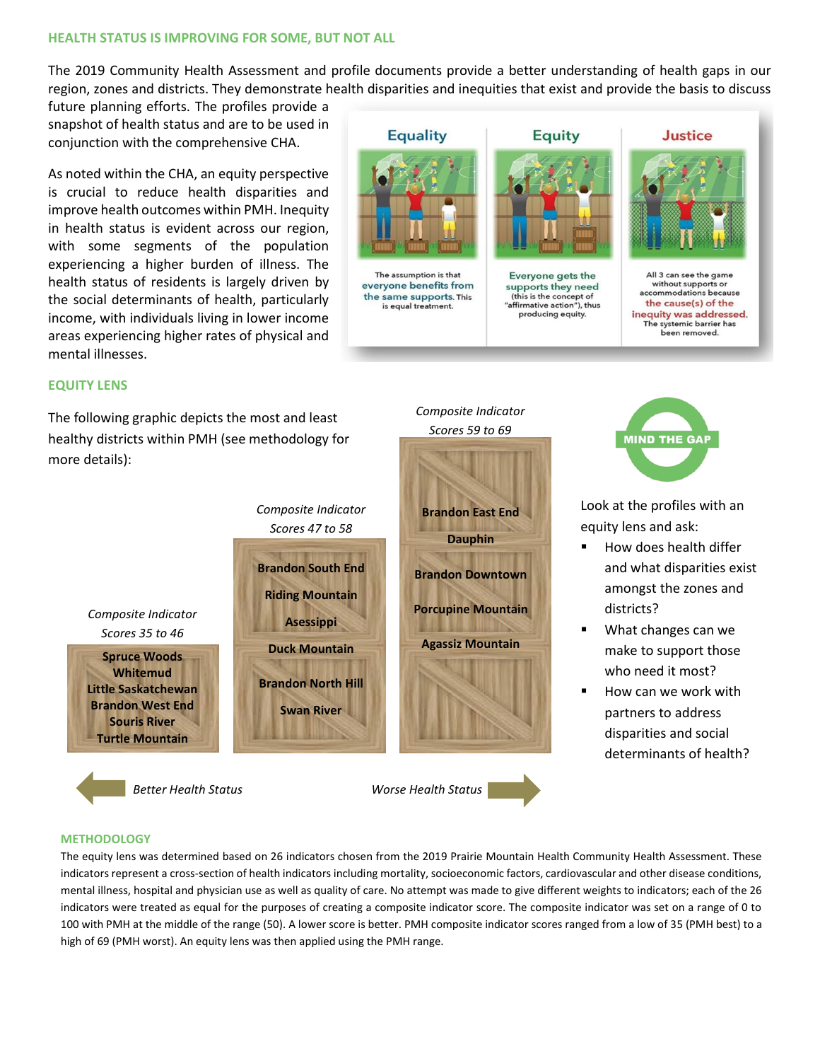## HEALTH STATUS IS IMPROVING FOR SOME, BUT NOT ALL

The 2019 Community Health Assessment and profile documents provide a better understanding of health gaps in our region, zones and districts. They demonstrate health disparities and inequities that exist and provide the basis to discuss future planning efforts. The profiles provide a snapshot of health status and are to be used in conjunction with the comprehensive CHA.

As noted within the CHA, an equity perspective is crucial to reduce health disparities and improve health outcomes within PMH. Inequity in health status is evident across our region, with some segments of the population experiencing a higher burden of illness. The health status of residents is largely driven by the social determinants of health, particularly income, with individuals living in lower income areas experiencing higher rates of physical and mental illnesses.

Equality

The assumption is that **everyone benefits from the same supports**. This is equal treatment.

Equity

**Everyone gets the supports they need** (this is the concept of "affirmative action"), thus producing equity.

Justice

All 3 can see the game without supports or accommodations because **the cause(s) of the inequity was addressed**. The systemic barrier has been removed.

## EQUITY LENS

The following graphic depicts the most and least healthy districts within PMH (see methodology for more details):

*Composite Indicator Scores 35 to 46*

**Spruce Woods**
**Whitemud**
**Little Saskatchewan**
**Brandon West End**
**Souris River**
**Turtle Mountain**

*Composite Indicator Scores 47 to 58*

**Brandon South End**
**Riding Mountain**
**Assessippi**
**Duck Mountain**
**Brandon North Hill**
**Swan River**

*Composite Indicator Scores 59 to 69*

**Brandon East End**
**Dauphin**
**Brandon Downtown**
**Porcupine Mountain**
**Agassiz Mountain**

*Better Health Status*

*Worse Health Status*

MIND THE GAP

Look at the profiles with an equity lens and ask:

- How does health differ and what disparities exist amongst the zones and districts?
- What changes can we make to support those who need it most?
- How can we work with partners to address disparities and social determinants of health?

## METHODOLOGY

The equity lens was determined based on 26 indicators chosen from the 2019 Prairie Mountain Health Community Health Assessment. These indicators represent a cross-section of health indicators including mortality, socioeconomic factors, cardiovascular and other disease conditions, mental illness, hospital and physician use as well as quality of care. No attempt was made to give different weights to indicators; each of the 26 indicators were treated as equal for the purposes of creating a composite indicator score. The composite indicator was set on a range of 0 to 100 with PMH at the middle of the range (50). A lower score is better. PMH composite indicator scores ranged from a low of 35 (PMH best) to a high of 69 (PMH worst). An equity lens was then applied using the PMH range.